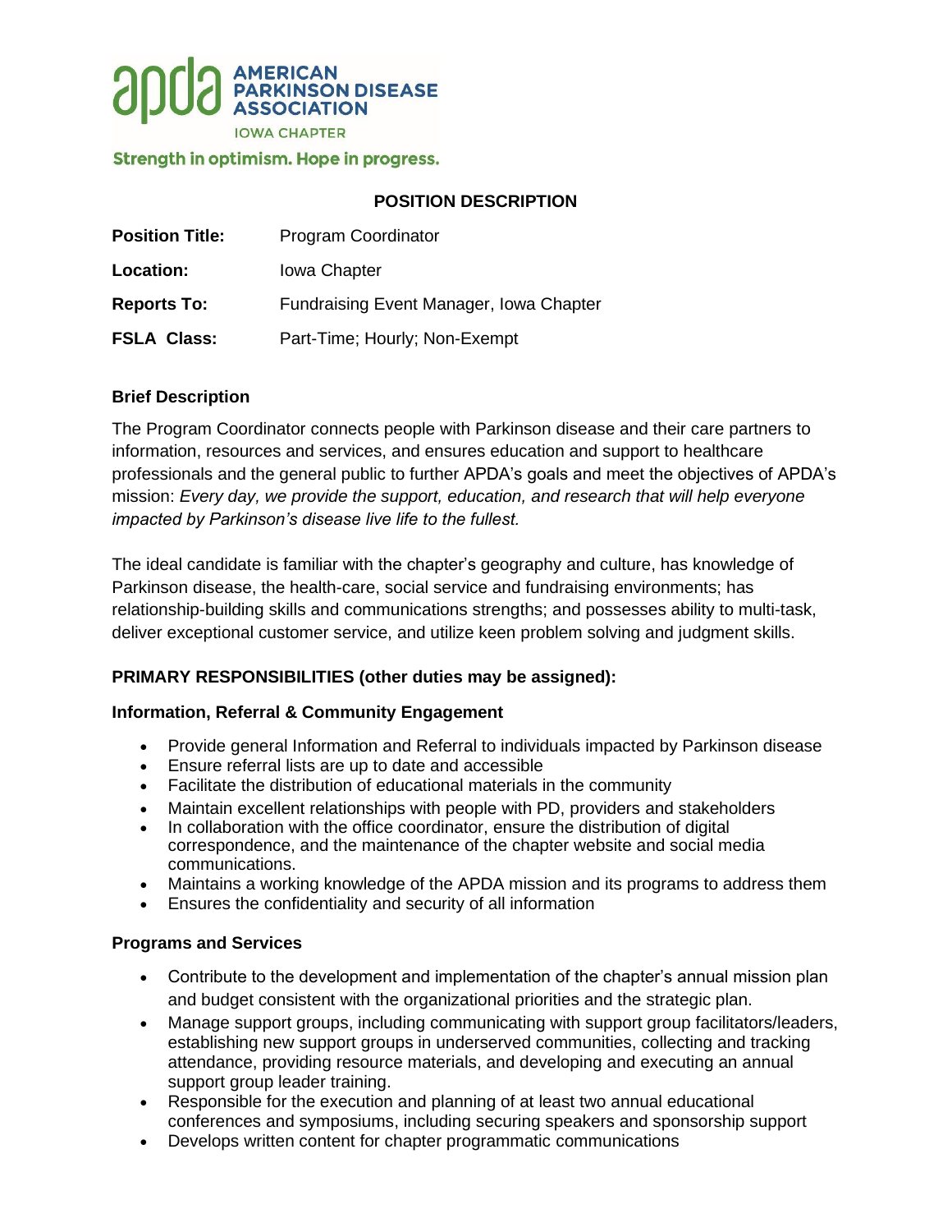AMERICAN PARKINSON DISEASE ASSOCIATION

IOWA CHAPTER

Strength in optimism. Hope in progress.

## POSITION DESCRIPTION

**Position Title:** Program Coordinator

**Location:** Iowa Chapter

**Reports To:** Fundraising Event Manager, Iowa Chapter

**FSLA Class:** Part-Time; Hourly; Non-Exempt

### Brief Description

The Program Coordinator connects people with Parkinson disease and their care partners to information, resources and services, and ensures education and support to healthcare professionals and the general public to further APDA's goals and meet the objectives of APDA's mission: *Every day, we provide the support, education, and research that will help everyone impacted by Parkinson's disease live life to the fullest.*

The ideal candidate is familiar with the chapter's geography and culture, has knowledge of Parkinson disease, the health-care, social service and fundraising environments; has relationship-building skills and communications strengths; and possesses ability to multi-task, deliver exceptional customer service, and utilize keen problem solving and judgment skills.

### PRIMARY RESPONSIBILITIES (other duties may be assigned):

#### Information, Referral & Community Engagement

- Provide general Information and Referral to individuals impacted by Parkinson disease
- Ensure referral lists are up to date and accessible
- Facilitate the distribution of educational materials in the community
- Maintain excellent relationships with people with PD, providers and stakeholders
- In collaboration with the office coordinator, ensure the distribution of digital correspondence, and the maintenance of the chapter website and social media communications.
- Maintains a working knowledge of the APDA mission and its programs to address them
- Ensures the confidentiality and security of all information

#### Programs and Services

- Contribute to the development and implementation of the chapter's annual mission plan and budget consistent with the organizational priorities and the strategic plan.
- Manage support groups, including communicating with support group facilitators/leaders, establishing new support groups in underserved communities, collecting and tracking attendance, providing resource materials, and developing and executing an annual support group leader training.
- Responsible for the execution and planning of at least two annual educational conferences and symposiums, including securing speakers and sponsorship support
- Develops written content for chapter programmatic communications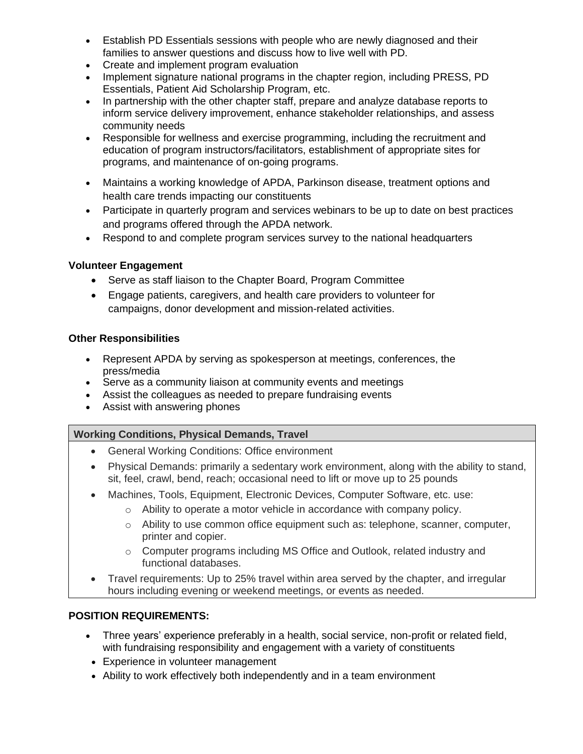- Establish PD Essentials sessions with people who are newly diagnosed and their families to answer questions and discuss how to live well with PD.
- Create and implement program evaluation
- Implement signature national programs in the chapter region, including PRESS, PD Essentials, Patient Aid Scholarship Program, etc.
- In partnership with the other chapter staff, prepare and analyze database reports to inform service delivery improvement, enhance stakeholder relationships, and assess community needs
- Responsible for wellness and exercise programming, including the recruitment and education of program instructors/facilitators, establishment of appropriate sites for programs, and maintenance of on-going programs.
- Maintains a working knowledge of APDA, Parkinson disease, treatment options and health care trends impacting our constituents
- Participate in quarterly program and services webinars to be up to date on best practices and programs offered through the APDA network.
- Respond to and complete program services survey to the national headquarters

**Volunteer Engagement**

- Serve as staff liaison to the Chapter Board, Program Committee
- Engage patients, caregivers, and health care providers to volunteer for campaigns, donor development and mission-related activities.

**Other Responsibilities**

- Represent APDA by serving as spokesperson at meetings, conferences, the press/media
- Serve as a community liaison at community events and meetings
- Assist the colleagues as needed to prepare fundraising events
- Assist with answering phones

**Working Conditions, Physical Demands, Travel**

- General Working Conditions: Office environment
- Physical Demands: primarily a sedentary work environment, along with the ability to stand, sit, feel, crawl, bend, reach; occasional need to lift or move up to 25 pounds
- Machines, Tools, Equipment, Electronic Devices, Computer Software, etc. use:
  - Ability to operate a motor vehicle in accordance with company policy.
  - Ability to use common office equipment such as: telephone, scanner, computer, printer and copier.
  - Computer programs including MS Office and Outlook, related industry and functional databases.
- Travel requirements: Up to 25% travel within area served by the chapter, and irregular hours including evening or weekend meetings, or events as needed.

**POSITION REQUIREMENTS:**

- Three years' experience preferably in a health, social service, non-profit or related field, with fundraising responsibility and engagement with a variety of constituents
- Experience in volunteer management
- Ability to work effectively both independently and in a team environment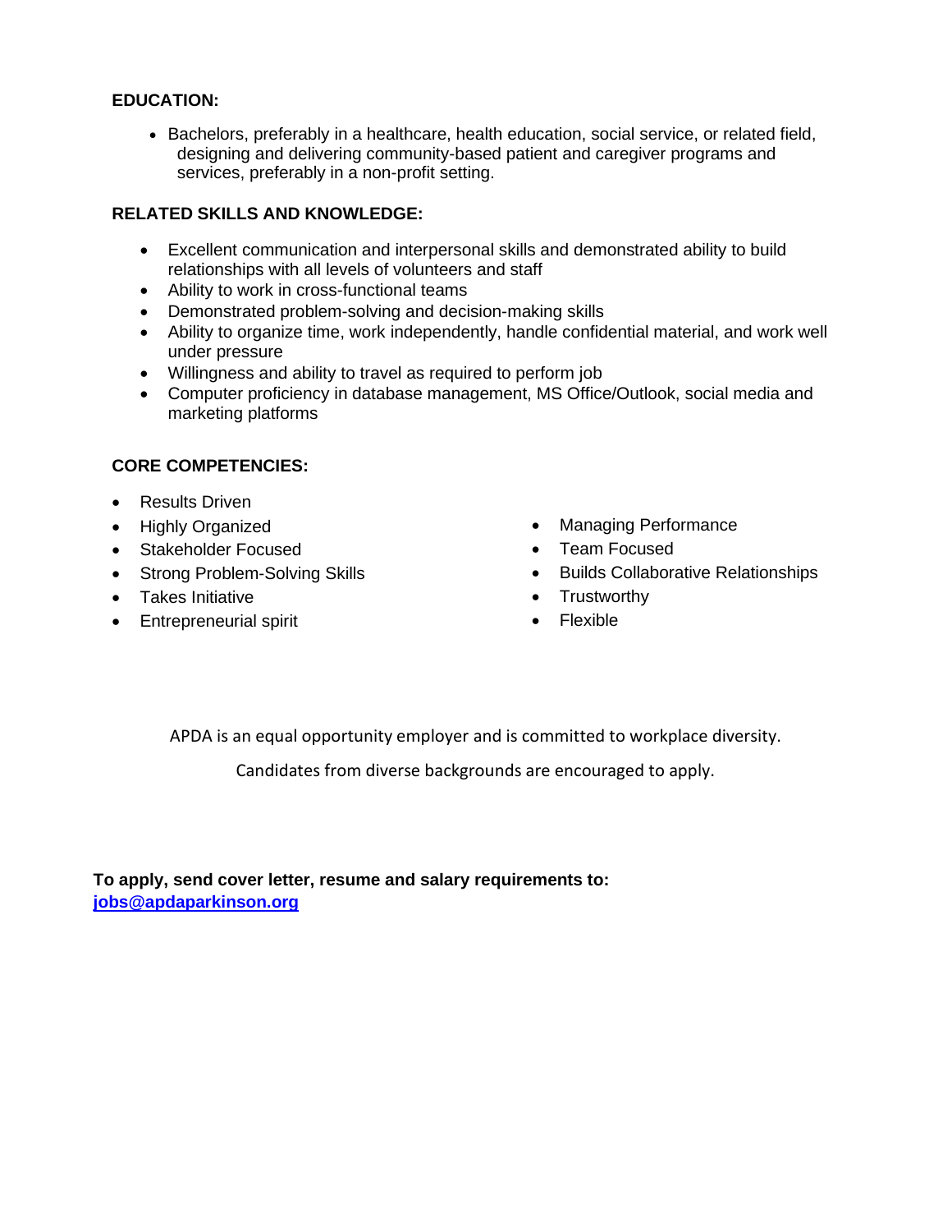**EDUCATION:**

- Bachelors, preferably in a healthcare, health education, social service, or related field, designing and delivering community-based patient and caregiver programs and services, preferably in a non-profit setting.

**RELATED SKILLS AND KNOWLEDGE:**

- Excellent communication and interpersonal skills and demonstrated ability to build relationships with all levels of volunteers and staff
- Ability to work in cross-functional teams
- Demonstrated problem-solving and decision-making skills
- Ability to organize time, work independently, handle confidential material, and work well under pressure
- Willingness and ability to travel as required to perform job
- Computer proficiency in database management, MS Office/Outlook, social media and marketing platforms

**CORE COMPETENCIES:**

- Results Driven
- Highly Organized
- Stakeholder Focused
- Strong Problem-Solving Skills
- Takes Initiative
- Entrepreneurial spirit
- Managing Performance
- Team Focused
- Builds Collaborative Relationships
- Trustworthy
- Flexible

APDA is an equal opportunity employer and is committed to workplace diversity.

Candidates from diverse backgrounds are encouraged to apply.

**To apply, send cover letter, resume and salary requirements to:**
**jobs@apdaparkinson.org**